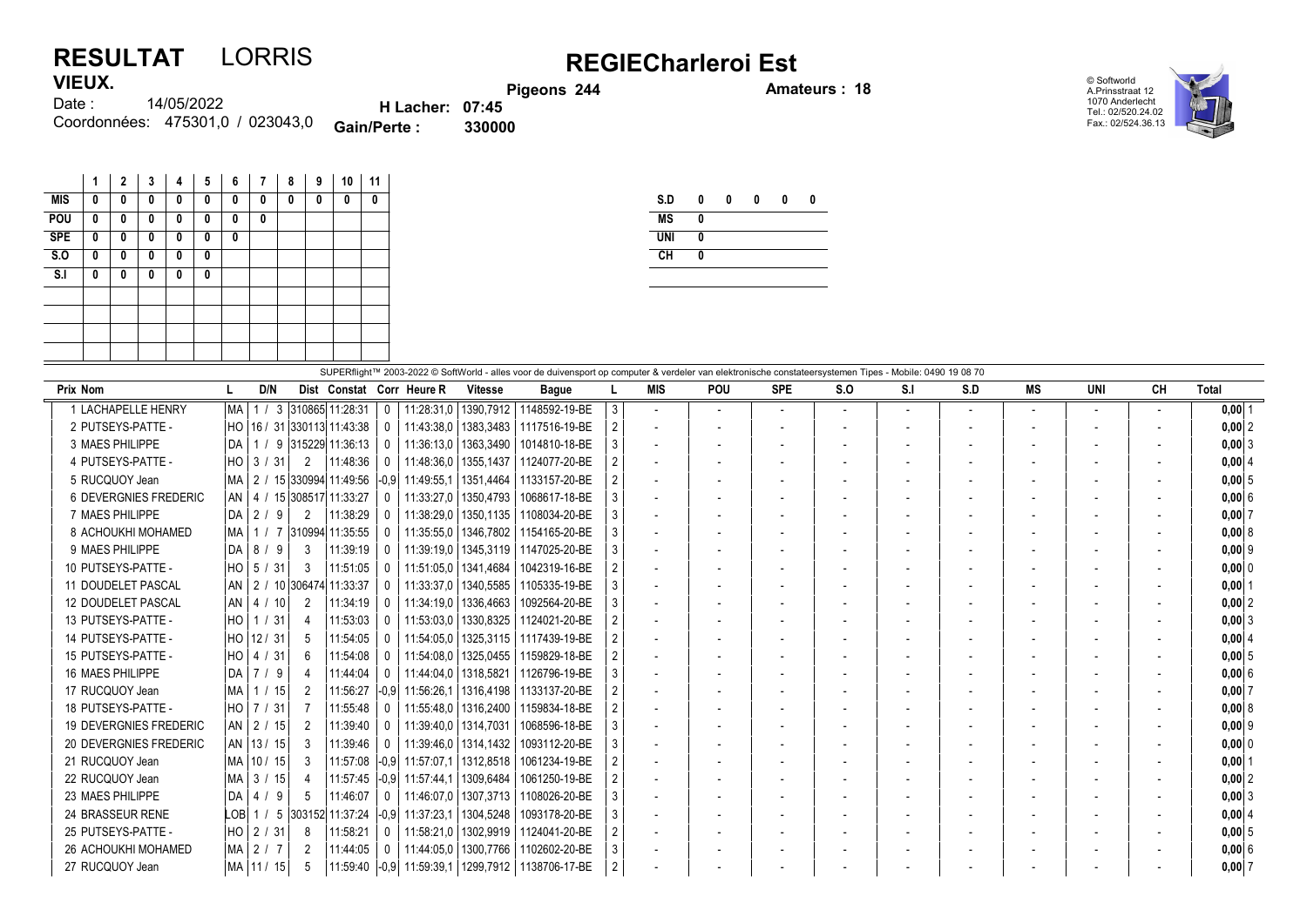# RESULTAT LORRIS

## REGIECharleroi Est

**VIEUX.**

Date : 14/05/2022

Coordonnées: 475301,0 / 023043,0

**Pigeons 244** **Amateurs : 18**

**H Lacher: 07:45**

**Gain/Perte : 330000**

© Softworld
A.Prinsstraat 12
1070 Anderlecht
Tel.: 02/520.24.02
Fax.: 02/524.36.13

| | 1 | 2 | 3 | 4 | 5 | 6 | 7 | 8 | 9 | 10 | 11 |
|---|---|---|---|---|---|---|---|---|---|---|---|
| MIS | 0 | 0 | 0 | 0 | 0 | 0 | 0 | 0 | 0 | 0 | 0 |
| POU | 0 | 0 | 0 | 0 | 0 | 0 | 0 | | | | |
| SPE | 0 | 0 | 0 | 0 | 0 | 0 | | | | | |
| S.O | 0 | 0 | 0 | 0 | 0 | | | | | | |
| S.I | 0 | 0 | 0 | 0 | 0 | | | | | | |

| | | | | | |
|---|---|---|---|---|---|
| S.D | 0 | 0 | 0 | 0 | 0 |
| MS | 0 | | | | |
| UNI | 0 | | | | |
| CH | 0 | | | | |

SUPERflight™ 2003-2022 © SoftWorld - alles voor de duivensport op computer & verdeler van elektronische constateersystemen Tipes - Mobile: 0490 19 08 70

| Prix Nom | L | D/N | Dist | Constat | Corr | Heure R | Vitesse | Bague | L | MIS | POU | SPE | S.O | S.I | S.D | MS | UNI | CH | Total |
|---|---|---|---|---|---|---|---|---|---|---|---|---|---|---|---|---|---|---|---|
| 1 LACHAPELLE HENRY | MA | 1 / 3 | 310865 | 11:28:31 | 0 | 11:28:31,0 | 1390,7912 | 1148592-19-BE | 3 | - | - | - | - | - | - | - | - | - | 0,00 1 |
| 2 PUTSEYS-PATTE - | HO | 16 / 31 | 330113 | 11:43:38 | 0 | 11:43:38,0 | 1383,3483 | 1117516-19-BE | 2 | - | - | - | - | - | - | - | - | - | 0,00 2 |
| 3 MAES PHILIPPE | DA | 1 / 9 | 315229 | 11:36:13 | 0 | 11:36:13,0 | 1363,3490 | 1014810-18-BE | 3 | - | - | - | - | - | - | - | - | - | 0,00 3 |
| 4 PUTSEYS-PATTE - | HO | 3 / 31 | 2 | 11:48:36 | 0 | 11:48:36,0 | 1355,1437 | 1124077-20-BE | 2 | - | - | - | - | - | - | - | - | - | 0,00 4 |
| 5 RUCQUOY Jean | MA | 2 / 15 | 330994 | 11:49:56 | -0,9 | 11:49:55,1 | 1351,4464 | 1133157-20-BE | 2 | - | - | - | - | - | - | - | - | - | 0,00 5 |
| 6 DEVERGNIES FREDERIC | AN | 4 / 15 | 308517 | 11:33:27 | 0 | 11:33:27,0 | 1350,4793 | 1068617-18-BE | 3 | - | - | - | - | - | - | - | - | - | 0,00 6 |
| 7 MAES PHILIPPE | DA | 2 / 9 | 2 | 11:38:29 | 0 | 11:38:29,0 | 1350,1135 | 1108034-20-BE | 3 | - | - | - | - | - | - | - | - | - | 0,00 7 |
| 8 ACHOUKHI MOHAMED | MA | 1 / 7 | 310994 | 11:35:55 | 0 | 11:35:55,0 | 1346,7802 | 1154165-20-BE | 3 | - | - | - | - | - | - | - | - | - | 0,00 8 |
| 9 MAES PHILIPPE | DA | 8 / 9 | 3 | 11:39:19 | 0 | 11:39:19,0 | 1345,3119 | 1147025-20-BE | 3 | - | - | - | - | - | - | - | - | - | 0,00 9 |
| 10 PUTSEYS-PATTE - | HO | 5 / 31 | 3 | 11:51:05 | 0 | 11:51:05,0 | 1341,4684 | 1042319-16-BE | 2 | - | - | - | - | - | - | - | - | - | 0,00 0 |
| 11 DOUDELET PASCAL | AN | 2 / 10 | 306474 | 11:33:37 | 0 | 11:33:37,0 | 1340,5585 | 1105335-19-BE | 3 | - | - | - | - | - | - | - | - | - | 0,00 1 |
| 12 DOUDELET PASCAL | AN | 4 / 10 | 2 | 11:34:19 | 0 | 11:34:19,0 | 1336,4663 | 1092564-20-BE | 3 | - | - | - | - | - | - | - | - | - | 0,00 2 |
| 13 PUTSEYS-PATTE - | HO | 1 / 31 | 4 | 11:53:03 | 0 | 11:53:03,0 | 1330,8325 | 1124021-20-BE | 2 | - | - | - | - | - | - | - | - | - | 0,00 3 |
| 14 PUTSEYS-PATTE - | HO | 12 / 31 | 5 | 11:54:05 | 0 | 11:54:05,0 | 1325,3115 | 1117439-19-BE | 2 | - | - | - | - | - | - | - | - | - | 0,00 4 |
| 15 PUTSEYS-PATTE - | HO | 4 / 31 | 6 | 11:54:08 | 0 | 11:54:08,0 | 1325,0455 | 1159829-18-BE | 2 | - | - | - | - | - | - | - | - | - | 0,00 5 |
| 16 MAES PHILIPPE | DA | 7 / 9 | 4 | 11:44:04 | 0 | 11:44:04,0 | 1318,5821 | 1126796-19-BE | 3 | - | - | - | - | - | - | - | - | - | 0,00 6 |
| 17 RUCQUOY Jean | MA | 1 / 15 | 2 | 11:56:27 | -0,9 | 11:56:26,1 | 1316,4198 | 1133137-20-BE | 2 | - | - | - | - | - | - | - | - | - | 0,00 7 |
| 18 PUTSEYS-PATTE - | HO | 7 / 31 | 7 | 11:55:48 | 0 | 11:55:48,0 | 1316,2400 | 1159834-18-BE | 2 | - | - | - | - | - | - | - | - | - | 0,00 8 |
| 19 DEVERGNIES FREDERIC | AN | 2 / 15 | 2 | 11:39:40 | 0 | 11:39:40,0 | 1314,7031 | 1068596-18-BE | 3 | - | - | - | - | - | - | - | - | - | 0,00 9 |
| 20 DEVERGNIES FREDERIC | AN | 13 / 15 | 3 | 11:39:46 | 0 | 11:39:46,0 | 1314,1432 | 1093112-20-BE | 3 | - | - | - | - | - | - | - | - | - | 0,00 0 |
| 21 RUCQUOY Jean | MA | 10 / 15 | 3 | 11:57:08 | -0,9 | 11:57:07,1 | 1312,8518 | 1061234-19-BE | 2 | - | - | - | - | - | - | - | - | - | 0,00 1 |
| 22 RUCQUOY Jean | MA | 3 / 15 | 4 | 11:57:45 | -0,9 | 11:57:44,1 | 1309,6484 | 1061250-19-BE | 2 | - | - | - | - | - | - | - | - | - | 0,00 2 |
| 23 MAES PHILIPPE | DA | 4 / 9 | 5 | 11:46:07 | 0 | 11:46:07,0 | 1307,3713 | 1108026-20-BE | 3 | - | - | - | - | - | - | - | - | - | 0,00 3 |
| 24 BRASSEUR RENE | LOB | 1 / 5 | 303152 | 11:37:24 | -0,9 | 11:37:23,1 | 1304,5248 | 1093178-20-BE | 3 | - | - | - | - | - | - | - | - | - | 0,00 4 |
| 25 PUTSEYS-PATTE - | HO | 2 / 31 | 8 | 11:58:21 | 0 | 11:58:21,0 | 1302,9919 | 1124041-20-BE | 2 | - | - | - | - | - | - | - | - | - | 0,00 5 |
| 26 ACHOUKHI MOHAMED | MA | 2 / 7 | 2 | 11:44:05 | 0 | 11:44:05,0 | 1300,7766 | 1102602-20-BE | 3 | - | - | - | - | - | - | - | - | - | 0,00 6 |
| 27 RUCQUOY Jean | MA | 11 / 15 | 5 | 11:59:40 | -0,9 | 11:59:39,1 | 1299,7912 | 1138706-17-BE | 2 | - | - | - | - | - | - | - | - | - | 0,00 7 |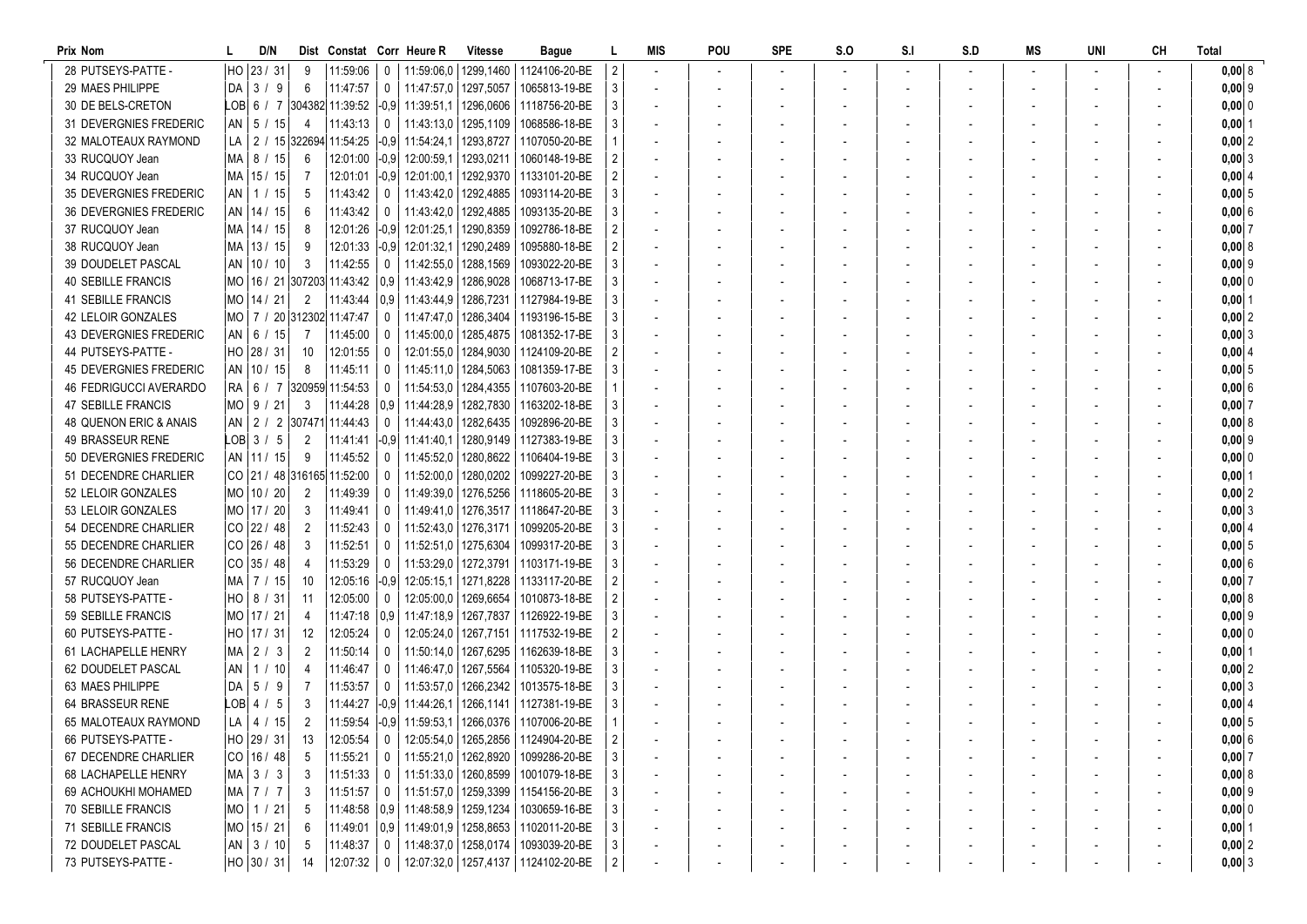| Prix Nom | L | D/N | Dist | Constat | Corr | Heure R | Vitesse | Bague | L | MIS | POU | SPE | S.O | S.I | S.D | MS | UNI | CH | Total |
|---|---|---|---|---|---|---|---|---|---|---|---|---|---|---|---|---|---|---|---|
| 28 PUTSEYS-PATTE - | HO | 23 / 31 | 9 | 11:59:06 | 0 | 11:59:06,0 | 1299,1460 | 1124106-20-BE | 2 | - | - | - | - | - | - | - | - | - | 0,00 8 |
| 29 MAES PHILIPPE | DA | 3 / 9 | 6 | 11:47:57 | 0 | 11:47:57,0 | 1297,5057 | 1065813-19-BE | 3 | - | - | - | - | - | - | - | - | - | 0,00 9 |
| 30 DE BELS-CRETON | LOB | 6 / 7 | 304382 | 11:39:52 | -0,9 | 11:39:51,1 | 1296,0606 | 1118756-20-BE | 3 | - | - | - | - | - | - | - | - | - | 0,00 0 |
| 31 DEVERGNIES FREDERIC | AN | 5 / 15 | 4 | 11:43:13 | 0 | 11:43:13,0 | 1295,1109 | 1068586-18-BE | 3 | - | - | - | - | - | - | - | - | - | 0,00 1 |
| 32 MALOTEAUX RAYMOND | LA | 2 / 15 | 322694 | 11:54:25 | -0,9 | 11:54:24,1 | 1293,8727 | 1107050-20-BE | 1 | - | - | - | - | - | - | - | - | - | 0,00 2 |
| 33 RUCQUOY Jean | MA | 8 / 15 | 6 | 12:01:00 | -0,9 | 12:00:59,1 | 1293,0211 | 1060148-19-BE | 2 | - | - | - | - | - | - | - | - | - | 0,00 3 |
| 34 RUCQUOY Jean | MA | 15 / 15 | 7 | 12:01:01 | -0,9 | 12:01:00,1 | 1292,9370 | 1133101-20-BE | 2 | - | - | - | - | - | - | - | - | - | 0,00 4 |
| 35 DEVERGNIES FREDERIC | AN | 1 / 15 | 5 | 11:43:42 | 0 | 11:43:42,0 | 1292,4885 | 1093114-20-BE | 3 | - | - | - | - | - | - | - | - | - | 0,00 5 |
| 36 DEVERGNIES FREDERIC | AN | 14 / 15 | 6 | 11:43:42 | 0 | 11:43:42,0 | 1292,4885 | 1093135-20-BE | 3 | - | - | - | - | - | - | - | - | - | 0,00 6 |
| 37 RUCQUOY Jean | MA | 14 / 15 | 8 | 12:01:26 | -0,9 | 12:01:25,1 | 1290,8359 | 1092786-18-BE | 2 | - | - | - | - | - | - | - | - | - | 0,00 7 |
| 38 RUCQUOY Jean | MA | 13 / 15 | 9 | 12:01:33 | -0,9 | 12:01:32,1 | 1290,2489 | 1095880-18-BE | 2 | - | - | - | - | - | - | - | - | - | 0,00 8 |
| 39 DOUDELET PASCAL | AN | 10 / 10 | 3 | 11:42:55 | 0 | 11:42:55,0 | 1288,1569 | 1093022-20-BE | 3 | - | - | - | - | - | - | - | - | - | 0,00 9 |
| 40 SEBILLE FRANCIS | MO | 16 / 21 | 307203 | 11:43:42 | 0,9 | 11:43:42,9 | 1286,9028 | 1068713-17-BE | 3 | - | - | - | - | - | - | - | - | - | 0,00 0 |
| 41 SEBILLE FRANCIS | MO | 14 / 21 | 2 | 11:43:44 | 0,9 | 11:43:44,9 | 1286,7231 | 1127984-19-BE | 3 | - | - | - | - | - | - | - | - | - | 0,00 1 |
| 42 LELOIR GONZALES | MO | 7 / 20 | 312302 | 11:47:47 | 0 | 11:47:47,0 | 1286,3404 | 1193196-15-BE | 3 | - | - | - | - | - | - | - | - | - | 0,00 2 |
| 43 DEVERGNIES FREDERIC | AN | 6 / 15 | 7 | 11:45:00 | 0 | 11:45:00,0 | 1285,4875 | 1081352-17-BE | 3 | - | - | - | - | - | - | - | - | - | 0,00 3 |
| 44 PUTSEYS-PATTE - | HO | 28 / 31 | 10 | 12:01:55 | 0 | 12:01:55,0 | 1284,9030 | 1124109-20-BE | 2 | - | - | - | - | - | - | - | - | - | 0,00 4 |
| 45 DEVERGNIES FREDERIC | AN | 10 / 15 | 8 | 11:45:11 | 0 | 11:45:11,0 | 1284,5063 | 1081359-17-BE | 3 | - | - | - | - | - | - | - | - | - | 0,00 5 |
| 46 FEDRIGUCCI AVERARDO | RA | 6 / 7 | 320959 | 11:54:53 | 0 | 11:54:53,0 | 1284,4355 | 1107603-20-BE | 1 | - | - | - | - | - | - | - | - | - | 0,00 6 |
| 47 SEBILLE FRANCIS | MO | 9 / 21 | 3 | 11:44:28 | 0,9 | 11:44:28,9 | 1282,7830 | 1163202-18-BE | 3 | - | - | - | - | - | - | - | - | - | 0,00 7 |
| 48 QUENON ERIC & ANAIS | AN | 2 / 2 | 307471 | 11:44:43 | 0 | 11:44:43,0 | 1282,6435 | 1092896-20-BE | 3 | - | - | - | - | - | - | - | - | - | 0,00 8 |
| 49 BRASSEUR RENE | LOB | 3 / 5 | 2 | 11:41:41 | -0,9 | 11:41:40,1 | 1280,9149 | 1127383-19-BE | 3 | - | - | - | - | - | - | - | - | - | 0,00 9 |
| 50 DEVERGNIES FREDERIC | AN | 11 / 15 | 9 | 11:45:52 | 0 | 11:45:52,0 | 1280,8622 | 1106404-19-BE | 3 | - | - | - | - | - | - | - | - | - | 0,00 0 |
| 51 DECENDRE CHARLIER | CO | 21 / 48 | 316165 | 11:52:00 | 0 | 11:52:00,0 | 1280,0202 | 1099227-20-BE | 3 | - | - | - | - | - | - | - | - | - | 0,00 1 |
| 52 LELOIR GONZALES | MO | 10 / 20 | 2 | 11:49:39 | 0 | 11:49:39,0 | 1276,5256 | 1118605-20-BE | 3 | - | - | - | - | - | - | - | - | - | 0,00 2 |
| 53 LELOIR GONZALES | MO | 17 / 20 | 3 | 11:49:41 | 0 | 11:49:41,0 | 1276,3517 | 1118647-20-BE | 3 | - | - | - | - | - | - | - | - | - | 0,00 3 |
| 54 DECENDRE CHARLIER | CO | 22 / 48 | 2 | 11:52:43 | 0 | 11:52:43,0 | 1276,3171 | 1099205-20-BE | 3 | - | - | - | - | - | - | - | - | - | 0,00 4 |
| 55 DECENDRE CHARLIER | CO | 26 / 48 | 3 | 11:52:51 | 0 | 11:52:51,0 | 1275,6304 | 1099317-20-BE | 3 | - | - | - | - | - | - | - | - | - | 0,00 5 |
| 56 DECENDRE CHARLIER | CO | 35 / 48 | 4 | 11:53:29 | 0 | 11:53:29,0 | 1272,3791 | 1103171-19-BE | 3 | - | - | - | - | - | - | - | - | - | 0,00 6 |
| 57 RUCQUOY Jean | MA | 7 / 15 | 10 | 12:05:16 | -0,9 | 12:05:15,1 | 1271,8228 | 1133117-20-BE | 2 | - | - | - | - | - | - | - | - | - | 0,00 7 |
| 58 PUTSEYS-PATTE - | HO | 8 / 31 | 11 | 12:05:00 | 0 | 12:05:00,0 | 1269,6654 | 1010873-18-BE | 2 | - | - | - | - | - | - | - | - | - | 0,00 8 |
| 59 SEBILLE FRANCIS | MO | 17 / 21 | 4 | 11:47:18 | 0,9 | 11:47:18,9 | 1267,7837 | 1126922-19-BE | 3 | - | - | - | - | - | - | - | - | - | 0,00 9 |
| 60 PUTSEYS-PATTE - | HO | 17 / 31 | 12 | 12:05:24 | 0 | 12:05:24,0 | 1267,7151 | 1117532-19-BE | 2 | - | - | - | - | - | - | - | - | - | 0,00 0 |
| 61 LACHAPELLE HENRY | MA | 2 / 3 | 2 | 11:50:14 | 0 | 11:50:14,0 | 1267,6295 | 1162639-18-BE | 3 | - | - | - | - | - | - | - | - | - | 0,00 1 |
| 62 DOUDELET PASCAL | AN | 1 / 10 | 4 | 11:46:47 | 0 | 11:46:47,0 | 1267,5564 | 1105320-19-BE | 3 | - | - | - | - | - | - | - | - | - | 0,00 2 |
| 63 MAES PHILIPPE | DA | 5 / 9 | 7 | 11:53:57 | 0 | 11:53:57,0 | 1266,2342 | 1013575-18-BE | 3 | - | - | - | - | - | - | - | - | - | 0,00 3 |
| 64 BRASSEUR RENE | LOB | 4 / 5 | 3 | 11:44:27 | -0,9 | 11:44:26,1 | 1266,1141 | 1127381-19-BE | 3 | - | - | - | - | - | - | - | - | - | 0,00 4 |
| 65 MALOTEAUX RAYMOND | LA | 4 / 15 | 2 | 11:59:54 | -0,9 | 11:59:53,1 | 1266,0376 | 1107006-20-BE | 1 | - | - | - | - | - | - | - | - | - | 0,00 5 |
| 66 PUTSEYS-PATTE - | HO | 29 / 31 | 13 | 12:05:54 | 0 | 12:05:54,0 | 1265,2856 | 1124904-20-BE | 2 | - | - | - | - | - | - | - | - | - | 0,00 6 |
| 67 DECENDRE CHARLIER | CO | 16 / 48 | 5 | 11:55:21 | 0 | 11:55:21,0 | 1262,8920 | 1099286-20-BE | 3 | - | - | - | - | - | - | - | - | - | 0,00 7 |
| 68 LACHAPELLE HENRY | MA | 3 / 3 | 3 | 11:51:33 | 0 | 11:51:33,0 | 1260,8599 | 1001079-18-BE | 3 | - | - | - | - | - | - | - | - | - | 0,00 8 |
| 69 ACHOUKHI MOHAMED | MA | 7 / 7 | 3 | 11:51:57 | 0 | 11:51:57,0 | 1259,3399 | 1154156-20-BE | 3 | - | - | - | - | - | - | - | - | - | 0,00 9 |
| 70 SEBILLE FRANCIS | MO | 1 / 21 | 5 | 11:48:58 | 0,9 | 11:48:58,9 | 1259,1234 | 1030659-16-BE | 3 | - | - | - | - | - | - | - | - | - | 0,00 0 |
| 71 SEBILLE FRANCIS | MO | 15 / 21 | 6 | 11:49:01 | 0,9 | 11:49:01,9 | 1258,8653 | 1102011-20-BE | 3 | - | - | - | - | - | - | - | - | - | 0,00 1 |
| 72 DOUDELET PASCAL | AN | 3 / 10 | 5 | 11:48:37 | 0 | 11:48:37,0 | 1258,0174 | 1093039-20-BE | 3 | - | - | - | - | - | - | - | - | - | 0,00 2 |
| 73 PUTSEYS-PATTE - | HO | 30 / 31 | 14 | 12:07:32 | 0 | 12:07:32,0 | 1257,4137 | 1124102-20-BE | 2 | - | - | - | - | - | - | - | - | - | 0,00 3 |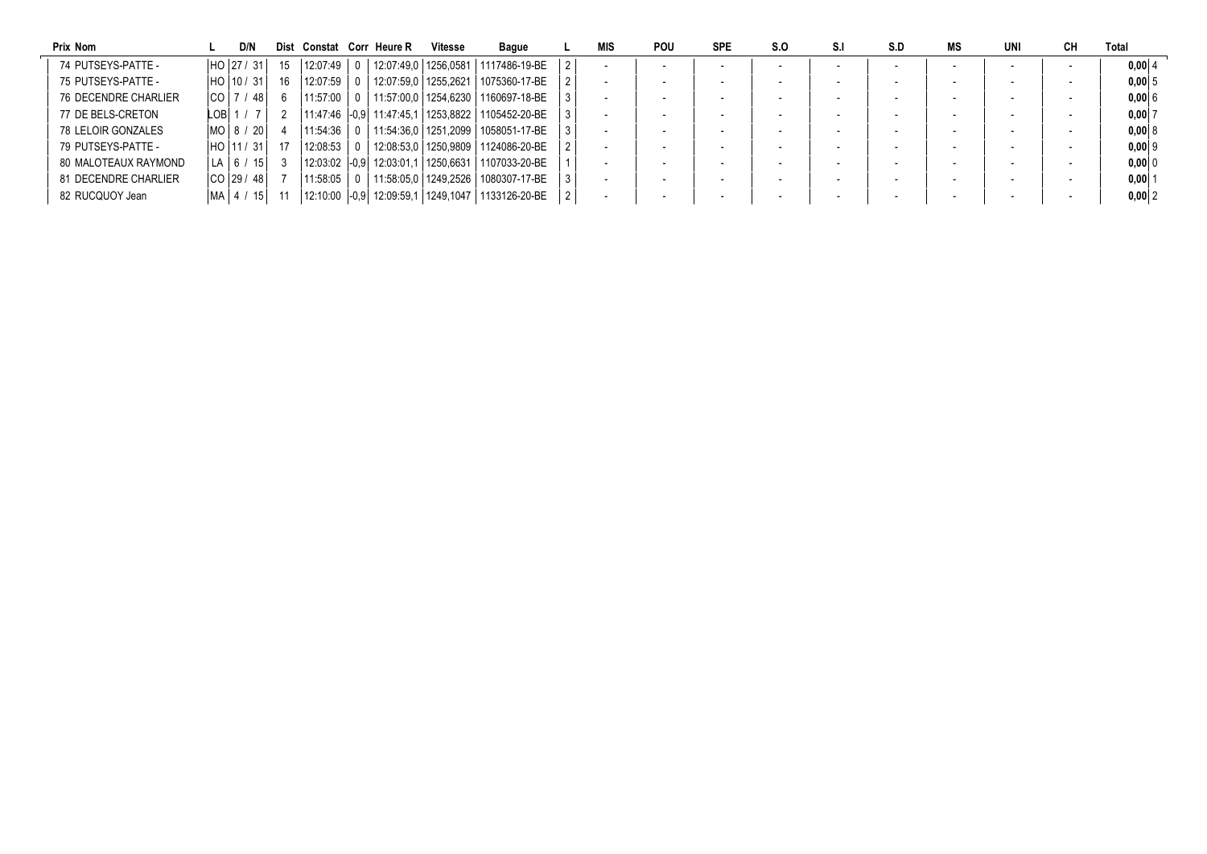| Prix | Nom | L | D/N | Dist | Constat | Corr | Heure R | Vitesse | Bague | L | MIS | POU | SPE | S.O | S.I | S.D | MS | UNI | CH | Total |
|---|---|---|---|---|---|---|---|---|---|---|---|---|---|---|---|---|---|---|---|---|
| 74 | PUTSEYS-PATTE - | HO | 27 / 31 | 15 | 12:07:49 | 0 | 12:07:49,0 | 1256,0581 | 1117486-19-BE | 2 | - | - | - | - | - | - | - | - | - | 0,00 4 |
| 75 | PUTSEYS-PATTE - | HO | 10 / 31 | 16 | 12:07:59 | 0 | 12:07:59,0 | 1255,2621 | 1075360-17-BE | 2 | - | - | - | - | - | - | - | - | - | 0,00 5 |
| 76 | DECENDRE CHARLIER | CO | 7 / 48 | 6 | 11:57:00 | 0 | 11:57:00,0 | 1254,6230 | 1160697-18-BE | 3 | - | - | - | - | - | - | - | - | - | 0,00 6 |
| 77 | DE BELS-CRETON | LOB | 1 / 7 | 2 | 11:47:46 | -0,9 | 11:47:45,1 | 1253,8822 | 1105452-20-BE | 3 | - | - | - | - | - | - | - | - | - | 0,00 7 |
| 78 | LELOIR GONZALES | MO | 8 / 20 | 4 | 11:54:36 | 0 | 11:54:36,0 | 1251,2099 | 1058051-17-BE | 3 | - | - | - | - | - | - | - | - | - | 0,00 8 |
| 79 | PUTSEYS-PATTE - | HO | 11 / 31 | 17 | 12:08:53 | 0 | 12:08:53,0 | 1250,9809 | 1124086-20-BE | 2 | - | - | - | - | - | - | - | - | - | 0,00 9 |
| 80 | MALOTEAUX RAYMOND | LA | 6 / 15 | 3 | 12:03:02 | -0,9 | 12:03:01,1 | 1250,6631 | 1107033-20-BE | 1 | - | - | - | - | - | - | - | - | - | 0,00 0 |
| 81 | DECENDRE CHARLIER | CO | 29 / 48 | 7 | 11:58:05 | 0 | 11:58:05,0 | 1249,2526 | 1080307-17-BE | 3 | - | - | - | - | - | - | - | - | - | 0,00 1 |
| 82 | RUCQUOY Jean | MA | 4 / 15 | 11 | 12:10:00 | -0,9 | 12:09:59,1 | 1249,1047 | 1133126-20-BE | 2 | - | - | - | - | - | - | - | - | - | 0,00 2 |